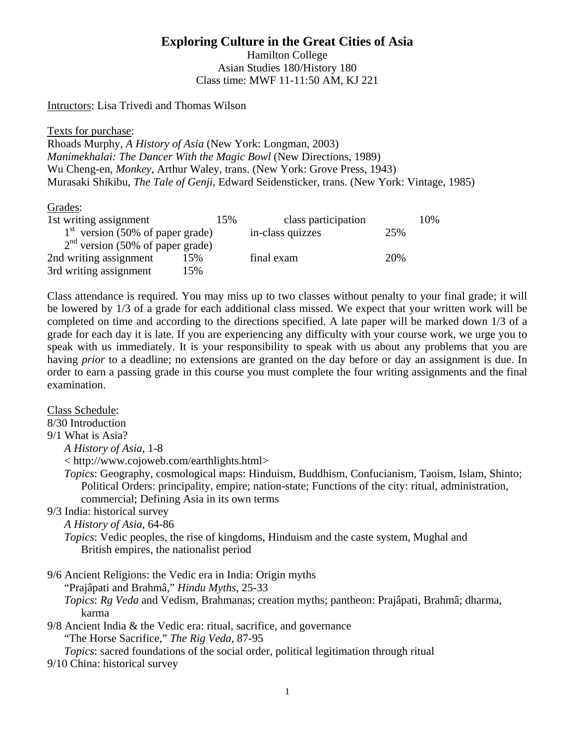# Exploring Culture in the Great Cities of Asia

Hamilton College
Asian Studies 180/History 180
Class time: MWF 11-11:50 AM, KJ 221

Intructors: Lisa Trivedi and Thomas Wilson

Texts for purchase:
Rhoads Murphy, *A History of Asia* (New York: Longman, 2003)
*Manimekhalai: The Dancer With the Magic Bowl* (New Directions, 1989)
Wu Cheng-en, *Monkey*, Arthur Waley, trans. (New York: Grove Press, 1943)
Murasaki Shikibu, *The Tale of Genji*, Edward Seidensticker, trans. (New York: Vintage, 1985)

Grades:

| | | | |
|---|---|---|---|
| 1st writing assignment | 15% | class participation | 10% |
| 1st version (50% of paper grade) | | in-class quizzes | 25% |
| 2nd version (50% of paper grade) | | | |
| 2nd writing assignment | 15% | final exam | 20% |
| 3rd writing assignment | 15% | | |

Class attendance is required. You may miss up to two classes without penalty to your final grade; it will be lowered by 1/3 of a grade for each additional class missed. We expect that your written work will be completed on time and according to the directions specified. A late paper will be marked down 1/3 of a grade for each day it is late. If you are experiencing any difficulty with your course work, we urge you to speak with us immediately. It is your responsibility to speak with us about any problems that you are having *prior* to a deadline; no extensions are granted on the day before or day an assignment is due. In order to earn a passing grade in this course you must complete the four writing assignments and the final examination.

Class Schedule:

8/30 Introduction

9/1 What is Asia?
*A History of Asia*, 1-8
< http://www.cojoweb.com/earthlights.html>
*Topics*: Geography, cosmological maps: Hinduism, Buddhism, Confucianism, Taoism, Islam, Shinto; Political Orders: principality, empire; nation-state; Functions of the city: ritual, administration, commercial; Defining Asia in its own terms

9/3 India: historical survey
*A History of Asia*, 64-86
*Topics*: Vedic peoples, the rise of kingdoms, Hinduism and the caste system, Mughal and British empires, the nationalist period

9/6 Ancient Religions: the Vedic era in India: Origin myths
"Prajâpati and Brahmâ," *Hindu Myths*, 25-33
*Topics*: *Rg Veda* and Vedism, Brahmanas; creation myths; pantheon: Prajâpati, Brahmâ; dharma, karma

9/8 Ancient India & the Vedic era: ritual, sacrifice, and governance
"The Horse Sacrifice," *The Rig Veda*, 87-95
*Topics*: sacred foundations of the social order, political legitimation through ritual

9/10 China: historical survey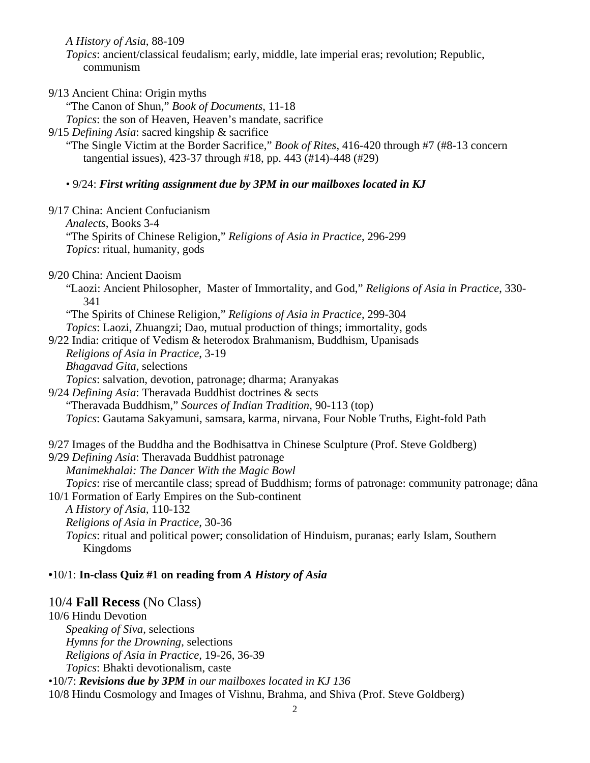*A History of Asia*, 88-109
*Topics*: ancient/classical feudalism; early, middle, late imperial eras; revolution; Republic, communism

9/13 Ancient China: Origin myths
"The Canon of Shun," *Book of Documents*, 11-18
*Topics*: the son of Heaven, Heaven's mandate, sacrifice
9/15 *Defining Asia*: sacred kingship & sacrifice
"The Single Victim at the Border Sacrifice," *Book of Rites*, 416-420 through #7 (#8-13 concern tangential issues), 423-37 through #18, pp. 443 (#14)-448 (#29)

• 9/24: ***First writing assignment due by 3PM in our mailboxes located in KJ***

9/17 China: Ancient Confucianism
*Analects*, Books 3-4
"The Spirits of Chinese Religion," *Religions of Asia in Practice*, 296-299
*Topics*: ritual, humanity, gods

9/20 China: Ancient Daoism
"Laozi: Ancient Philosopher, Master of Immortality, and God," *Religions of Asia in Practice*, 330-341
"The Spirits of Chinese Religion," *Religions of Asia in Practice*, 299-304
*Topics*: Laozi, Zhuangzi; Dao, mutual production of things; immortality, gods
9/22 India: critique of Vedism & heterodox Brahmanism, Buddhism, Upanisads
*Religions of Asia in Practice*, 3-19
*Bhagavad Gita*, selections
*Topics*: salvation, devotion, patronage; dharma; Aranyakas
9/24 *Defining Asia*: Theravada Buddhist doctrines & sects
"Theravada Buddhism," *Sources of Indian Tradition*, 90-113 (top)
*Topics*: Gautama Sakyamuni, samsara, karma, nirvana, Four Noble Truths, Eight-fold Path

9/27 Images of the Buddha and the Bodhisattva in Chinese Sculpture (Prof. Steve Goldberg)
9/29 *Defining Asia*: Theravada Buddhist patronage
*Manimekhalai: The Dancer With the Magic Bowl*
*Topics*: rise of mercantile class; spread of Buddhism; forms of patronage: community patronage; dâna
10/1 Formation of Early Empires on the Sub-continent
*A History of Asia*, 110-132
*Religions of Asia in Practice*, 30-36
*Topics*: ritual and political power; consolidation of Hinduism, puranas; early Islam, Southern Kingdoms

•10/1: **In-class Quiz #1 on reading from *A History of Asia***

10/4 **Fall Recess** (No Class)
10/6 Hindu Devotion
*Speaking of Siva*, selections
*Hymns for the Drowning*, selections
*Religions of Asia in Practice*, 19-26, 36-39
*Topics*: Bhakti devotionalism, caste
•10/7: ***Revisions due by 3PM** in our mailboxes located in KJ 136*
10/8 Hindu Cosmology and Images of Vishnu, Brahma, and Shiva (Prof. Steve Goldberg)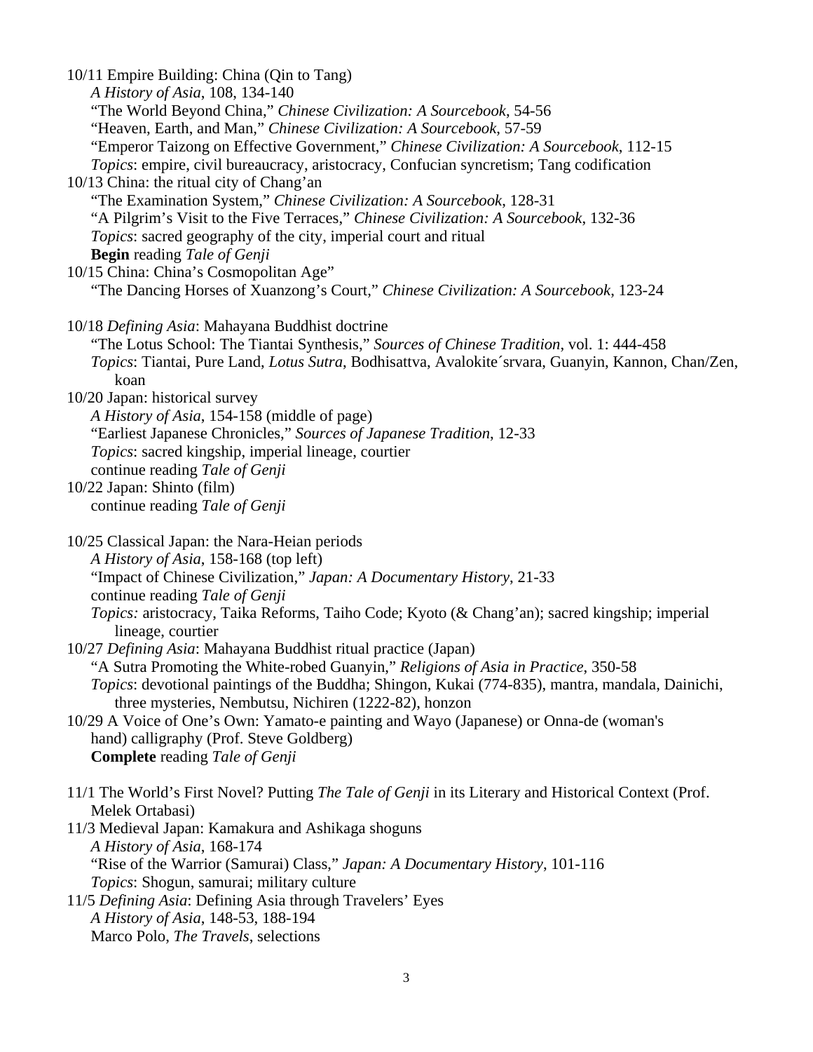10/11 Empire Building: China (Qin to Tang)
*A History of Asia*, 108, 134-140
"The World Beyond China," *Chinese Civilization: A Sourcebook*, 54-56
"Heaven, Earth, and Man," *Chinese Civilization: A Sourcebook*, 57-59
"Emperor Taizong on Effective Government," *Chinese Civilization: A Sourcebook*, 112-15
*Topics*: empire, civil bureaucracy, aristocracy, Confucian syncretism; Tang codification

10/13 China: the ritual city of Chang'an
"The Examination System," *Chinese Civilization: A Sourcebook*, 128-31
"A Pilgrim's Visit to the Five Terraces," *Chinese Civilization: A Sourcebook*, 132-36
*Topics*: sacred geography of the city, imperial court and ritual
**Begin** reading *Tale of Genji*

10/15 China: China's Cosmopolitan Age"
"The Dancing Horses of Xuanzong's Court," *Chinese Civilization: A Sourcebook*, 123-24

10/18 *Defining Asia*: Mahayana Buddhist doctrine
"The Lotus School: The Tiantai Synthesis," *Sources of Chinese Tradition*, vol. 1: 444-458
*Topics*: Tiantai, Pure Land, *Lotus Sutra*, Bodhisattva, Avalokite´srvara, Guanyin, Kannon, Chan/Zen, koan

10/20 Japan: historical survey
*A History of Asia*, 154-158 (middle of page)
"Earliest Japanese Chronicles," *Sources of Japanese Tradition*, 12-33
*Topics*: sacred kingship, imperial lineage, courtier
continue reading *Tale of Genji*

10/22 Japan: Shinto (film)
continue reading *Tale of Genji*

10/25 Classical Japan: the Nara-Heian periods
*A History of Asia*, 158-168 (top left)
"Impact of Chinese Civilization," *Japan: A Documentary History*, 21-33
continue reading *Tale of Genji*
*Topics:* aristocracy, Taika Reforms, Taiho Code; Kyoto (& Chang'an); sacred kingship; imperial lineage, courtier

10/27 *Defining Asia*: Mahayana Buddhist ritual practice (Japan)
"A Sutra Promoting the White-robed Guanyin," *Religions of Asia in Practice*, 350-58
*Topics*: devotional paintings of the Buddha; Shingon, Kukai (774-835), mantra, mandala, Dainichi, three mysteries, Nembutsu, Nichiren (1222-82), honzon

10/29 A Voice of One's Own: Yamato-e painting and Wayo (Japanese) or Onna-de (woman's hand) calligraphy (Prof. Steve Goldberg)
**Complete** reading *Tale of Genji*

11/1 The World's First Novel? Putting *The Tale of Genji* in its Literary and Historical Context (Prof. Melek Ortabasi)

11/3 Medieval Japan: Kamakura and Ashikaga shoguns
*A History of Asia*, 168-174
"Rise of the Warrior (Samurai) Class," *Japan: A Documentary History*, 101-116
*Topics*: Shogun, samurai; military culture

11/5 *Defining Asia*: Defining Asia through Travelers' Eyes
*A History of Asia*, 148-53, 188-194
Marco Polo, *The Travels*, selections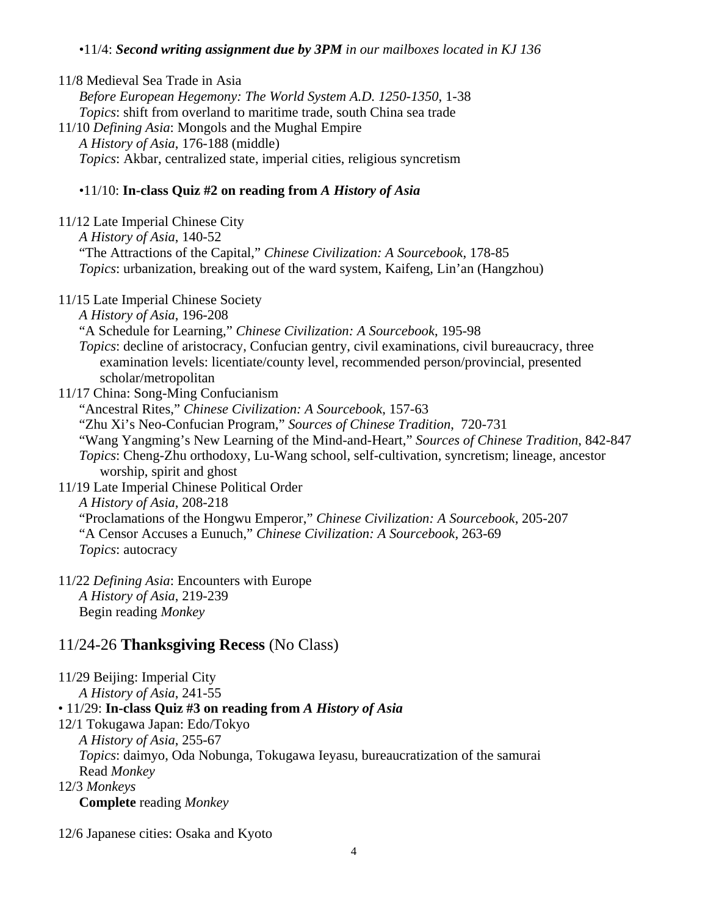•11/4: ***Second writing assignment due by 3PM*** *in our mailboxes located in KJ 136*

11/8 Medieval Sea Trade in Asia
*Before European Hegemony: The World System A.D. 1250-1350*, 1-38
*Topics*: shift from overland to maritime trade, south China sea trade

11/10 *Defining Asia*: Mongols and the Mughal Empire
*A History of Asia*, 176-188 (middle)
*Topics*: Akbar, centralized state, imperial cities, religious syncretism

•11/10: **In-class Quiz #2 on reading from *A History of Asia***

11/12 Late Imperial Chinese City
*A History of Asia*, 140-52
"The Attractions of the Capital," *Chinese Civilization: A Sourcebook*, 178-85
*Topics*: urbanization, breaking out of the ward system, Kaifeng, Lin'an (Hangzhou)

11/15 Late Imperial Chinese Society
*A History of Asia*, 196-208
"A Schedule for Learning," *Chinese Civilization: A Sourcebook*, 195-98
*Topics*: decline of aristocracy, Confucian gentry, civil examinations, civil bureaucracy, three examination levels: licentiate/county level, recommended person/provincial, presented scholar/metropolitan

11/17 China: Song-Ming Confucianism
"Ancestral Rites," *Chinese Civilization: A Sourcebook*, 157-63
"Zhu Xi's Neo-Confucian Program," *Sources of Chinese Tradition*, 720-731
"Wang Yangming's New Learning of the Mind-and-Heart," *Sources of Chinese Tradition*, 842-847
*Topics*: Cheng-Zhu orthodoxy, Lu-Wang school, self-cultivation, syncretism; lineage, ancestor worship, spirit and ghost

11/19 Late Imperial Chinese Political Order
*A History of Asia*, 208-218
"Proclamations of the Hongwu Emperor," *Chinese Civilization: A Sourcebook*, 205-207
"A Censor Accuses a Eunuch," *Chinese Civilization: A Sourcebook*, 263-69
*Topics*: autocracy

11/22 *Defining Asia*: Encounters with Europe
*A History of Asia*, 219-239
Begin reading *Monkey*

## 11/24-26 **Thanksgiving Recess** (No Class)

11/29 Beijing: Imperial City
*A History of Asia*, 241-55

• 11/29: **In-class Quiz #3 on reading from *A History of Asia***

12/1 Tokugawa Japan: Edo/Tokyo
*A History of Asia*, 255-67
*Topics*: daimyo, Oda Nobunga, Tokugawa Ieyasu, bureaucratization of the samurai
Read *Monkey*

12/3 *Monkeys*
**Complete** reading *Monkey*

12/6 Japanese cities: Osaka and Kyoto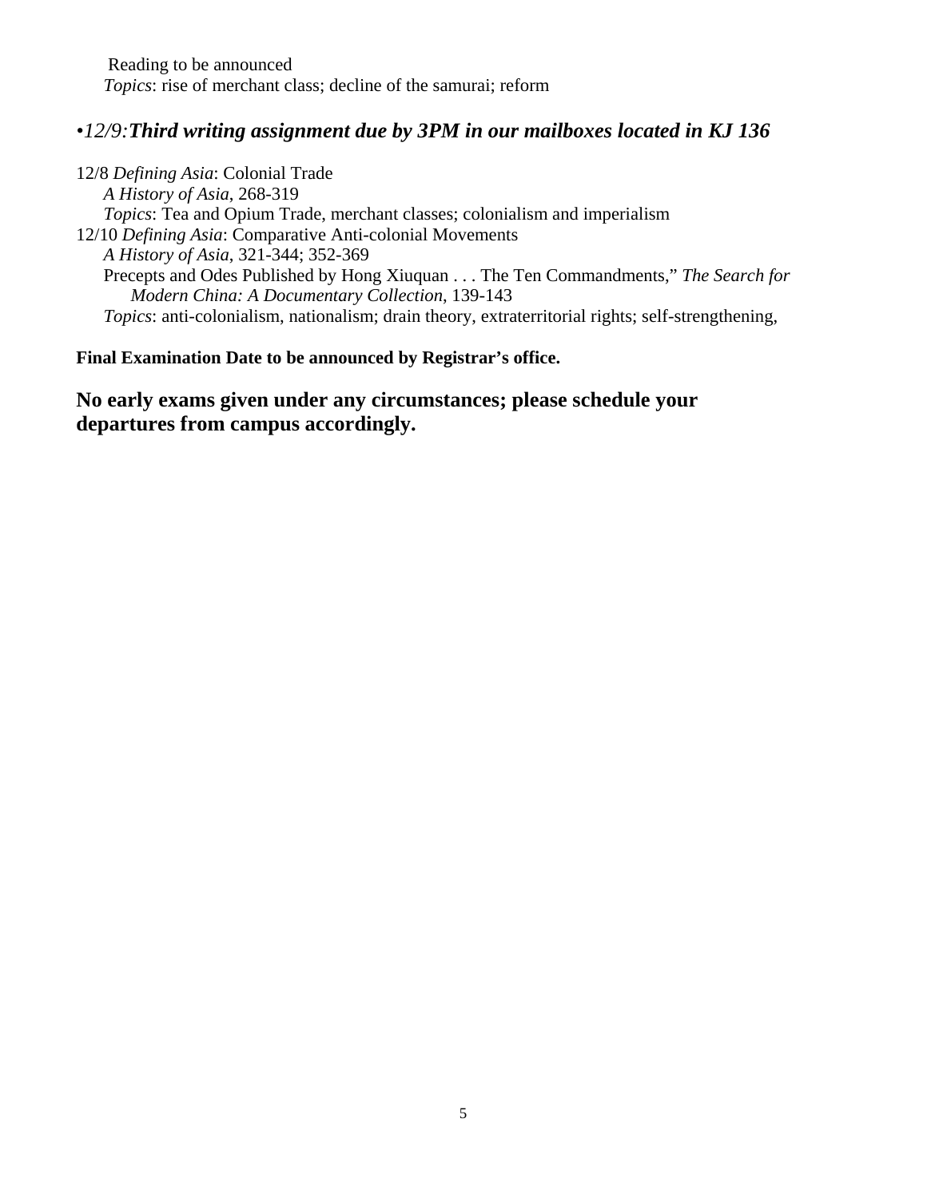Reading to be announced
*Topics*: rise of merchant class; decline of the samurai; reform

### •*12/9:**Third writing assignment due by 3PM in our mailboxes located in KJ 136***

12/8 *Defining Asia*: Colonial Trade
*A History of Asia*, 268-319
*Topics*: Tea and Opium Trade, merchant classes; colonialism and imperialism

12/10 *Defining Asia*: Comparative Anti-colonial Movements
*A History of Asia*, 321-344; 352-369
Precepts and Odes Published by Hong Xiuquan . . . The Ten Commandments," *The Search for Modern China: A Documentary Collection*, 139-143
*Topics*: anti-colonialism, nationalism; drain theory, extraterritorial rights; self-strengthening,

**Final Examination Date to be announced by Registrar's office.**

**No early exams given under any circumstances; please schedule your departures from campus accordingly.**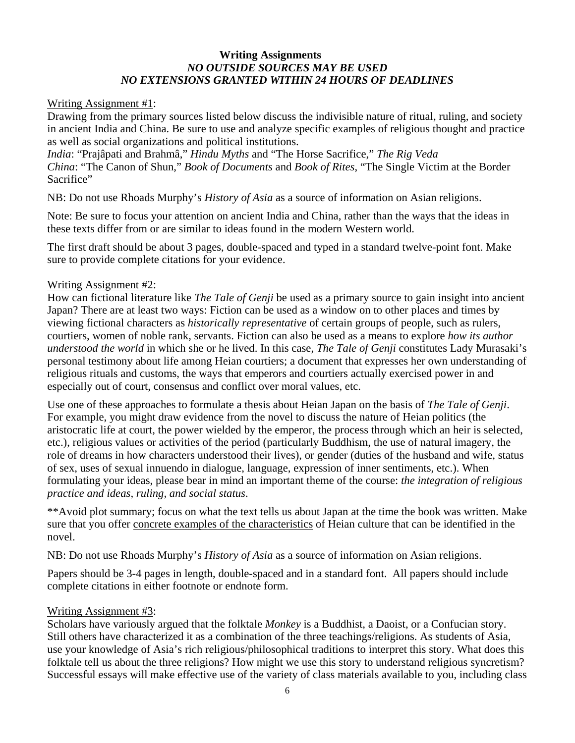**Writing Assignments**
***NO OUTSIDE SOURCES MAY BE USED***
***NO EXTENSIONS GRANTED WITHIN 24 HOURS OF DEADLINES***

<u>Writing Assignment #1</u>:

Drawing from the primary sources listed below discuss the indivisible nature of ritual, ruling, and society in ancient India and China. Be sure to use and analyze specific examples of religious thought and practice as well as social organizations and political institutions.

*India*: "Prajâpati and Brahmâ," *Hindu Myths* and "The Horse Sacrifice," *The Rig Veda*

*China*: "The Canon of Shun," *Book of Documents* and *Book of Rites*, "The Single Victim at the Border Sacrifice"

NB: Do not use Rhoads Murphy's *History of Asia* as a source of information on Asian religions.

Note: Be sure to focus your attention on ancient India and China, rather than the ways that the ideas in these texts differ from or are similar to ideas found in the modern Western world.

The first draft should be about 3 pages, double-spaced and typed in a standard twelve-point font. Make sure to provide complete citations for your evidence.

<u>Writing Assignment #2</u>:

How can fictional literature like *The Tale of Genji* be used as a primary source to gain insight into ancient Japan? There are at least two ways: Fiction can be used as a window on to other places and times by viewing fictional characters as *historically representative* of certain groups of people, such as rulers, courtiers, women of noble rank, servants. Fiction can also be used as a means to explore *how its author understood the world* in which she or he lived. In this case, *The Tale of Genji* constitutes Lady Murasaki's personal testimony about life among Heian courtiers; a document that expresses her own understanding of religious rituals and customs, the ways that emperors and courtiers actually exercised power in and especially out of court, consensus and conflict over moral values, etc.

Use one of these approaches to formulate a thesis about Heian Japan on the basis of *The Tale of Genji*. For example, you might draw evidence from the novel to discuss the nature of Heian politics (the aristocratic life at court, the power wielded by the emperor, the process through which an heir is selected, etc.), religious values or activities of the period (particularly Buddhism, the use of natural imagery, the role of dreams in how characters understood their lives), or gender (duties of the husband and wife, status of sex, uses of sexual innuendo in dialogue, language, expression of inner sentiments, etc.). When formulating your ideas, please bear in mind an important theme of the course: *the integration of religious practice and ideas, ruling, and social status*.

**Avoid plot summary; focus on what the text tells us about Japan at the time the book was written. Make sure that you offer <u>concrete examples of the characteristics</u> of Heian culture that can be identified in the novel.

NB: Do not use Rhoads Murphy's *History of Asia* as a source of information on Asian religions.

Papers should be 3-4 pages in length, double-spaced and in a standard font. All papers should include complete citations in either footnote or endnote form.

<u>Writing Assignment #3</u>:

Scholars have variously argued that the folktale *Monkey* is a Buddhist, a Daoist, or a Confucian story. Still others have characterized it as a combination of the three teachings/religions. As students of Asia, use your knowledge of Asia's rich religious/philosophical traditions to interpret this story. What does this folktale tell us about the three religions? How might we use this story to understand religious syncretism? Successful essays will make effective use of the variety of class materials available to you, including class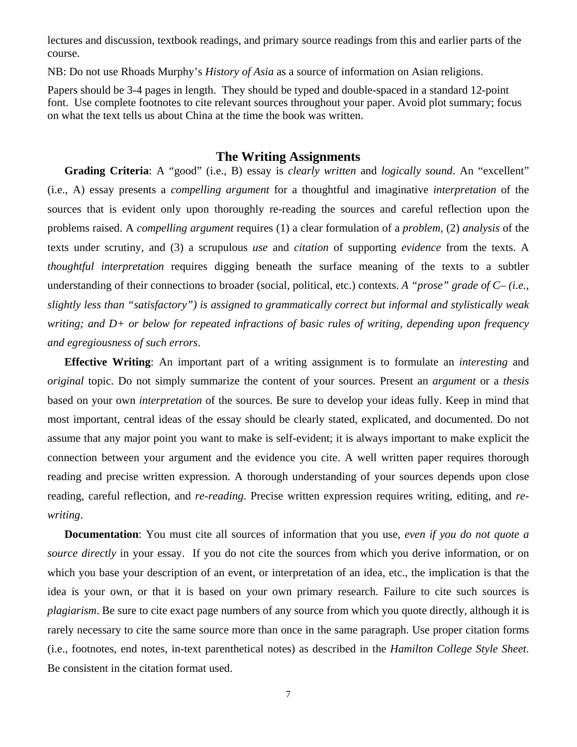lectures and discussion, textbook readings, and primary source readings from this and earlier parts of the course.

NB: Do not use Rhoads Murphy's *History of Asia* as a source of information on Asian religions.

Papers should be 3-4 pages in length. They should be typed and double-spaced in a standard 12-point font. Use complete footnotes to cite relevant sources throughout your paper. Avoid plot summary; focus on what the text tells us about China at the time the book was written.

## The Writing Assignments

**Grading Criteria**: A "good" (i.e., B) essay is *clearly written* and *logically sound*. An "excellent" (i.e., A) essay presents a *compelling argument* for a thoughtful and imaginative *interpretation* of the sources that is evident only upon thoroughly re-reading the sources and careful reflection upon the problems raised. A *compelling argument* requires (1) a clear formulation of a *problem*, (2) *analysis* of the texts under scrutiny, and (3) a scrupulous *use* and *citation* of supporting *evidence* from the texts. A *thoughtful interpretation* requires digging beneath the surface meaning of the texts to a subtler understanding of their connections to broader (social, political, etc.) contexts. *A "prose" grade of C– (i.e., slightly less than "satisfactory") is assigned to grammatically correct but informal and stylistically weak writing; and D+ or below for repeated infractions of basic rules of writing, depending upon frequency and egregiousness of such errors*.

**Effective Writing**: An important part of a writing assignment is to formulate an *interesting* and *original* topic. Do not simply summarize the content of your sources. Present an *argument* or a *thesis* based on your own *interpretation* of the sources. Be sure to develop your ideas fully. Keep in mind that most important, central ideas of the essay should be clearly stated, explicated, and documented. Do not assume that any major point you want to make is self-evident; it is always important to make explicit the connection between your argument and the evidence you cite. A well written paper requires thorough reading and precise written expression. A thorough understanding of your sources depends upon close reading, careful reflection, and *re-reading*. Precise written expression requires writing, editing, and *re-writing*.

**Documentation**: You must cite all sources of information that you use, *even if you do not quote a source directly* in your essay. If you do not cite the sources from which you derive information, or on which you base your description of an event, or interpretation of an idea, etc., the implication is that the idea is your own, or that it is based on your own primary research. Failure to cite such sources is *plagiarism*. Be sure to cite exact page numbers of any source from which you quote directly, although it is rarely necessary to cite the same source more than once in the same paragraph. Use proper citation forms (i.e., footnotes, end notes, in-text parenthetical notes) as described in the *Hamilton College Style Sheet*. Be consistent in the citation format used.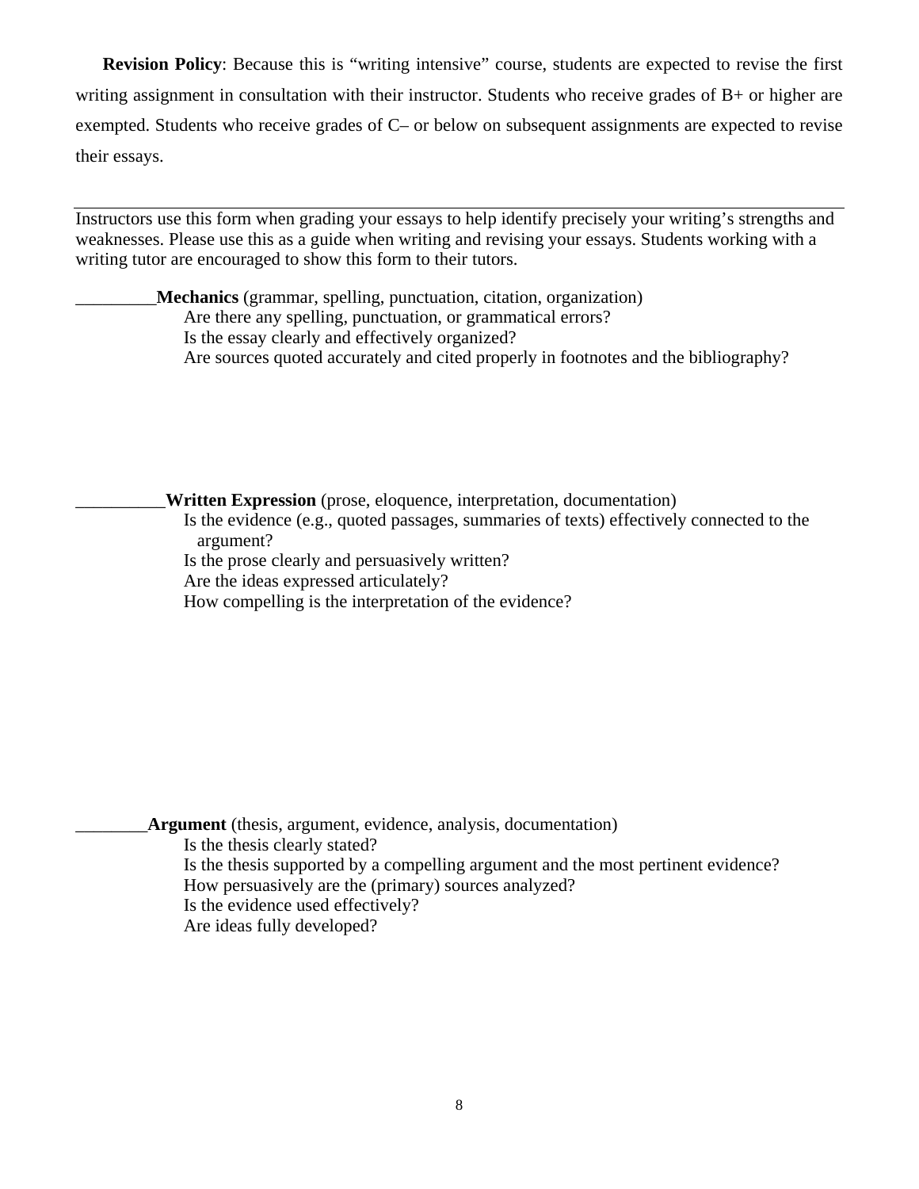**Revision Policy**: Because this is "writing intensive" course, students are expected to revise the first writing assignment in consultation with their instructor. Students who receive grades of B+ or higher are exempted. Students who receive grades of C– or below on subsequent assignments are expected to revise their essays.

---

Instructors use this form when grading your essays to help identify precisely your writing's strengths and weaknesses. Please use this as a guide when writing and revising your essays. Students working with a writing tutor are encouraged to show this form to their tutors.

_________**Mechanics** (grammar, spelling, punctuation, citation, organization)

Are there any spelling, punctuation, or grammatical errors?
Is the essay clearly and effectively organized?
Are sources quoted accurately and cited properly in footnotes and the bibliography?

__________**Written Expression** (prose, eloquence, interpretation, documentation)

Is the evidence (e.g., quoted passages, summaries of texts) effectively connected to the argument?
Is the prose clearly and persuasively written?
Are the ideas expressed articulately?
How compelling is the interpretation of the evidence?

________**Argument** (thesis, argument, evidence, analysis, documentation)

Is the thesis clearly stated?
Is the thesis supported by a compelling argument and the most pertinent evidence?
How persuasively are the (primary) sources analyzed?
Is the evidence used effectively?
Are ideas fully developed?